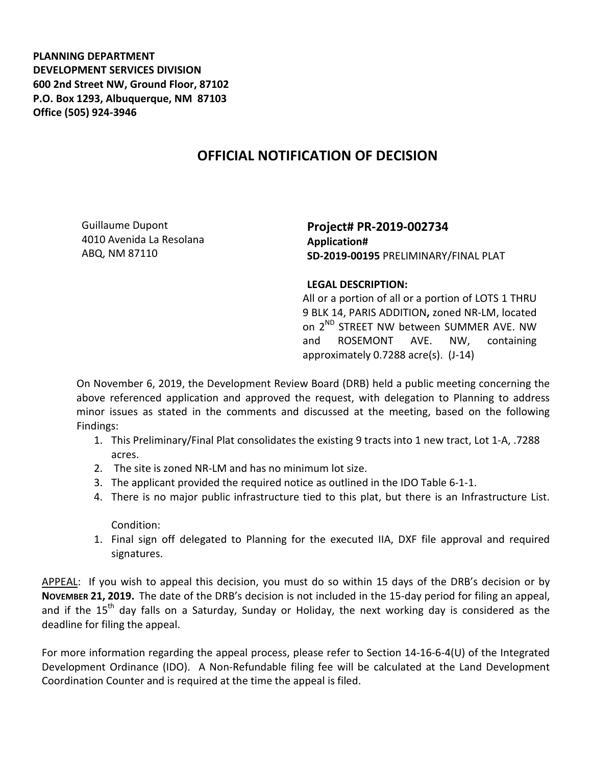**PLANNING DEPARTMENT**
**DEVELOPMENT SERVICES DIVISION**
**600 2nd Street NW, Ground Floor, 87102**
**P.O. Box 1293, Albuquerque, NM 87103**
**Office (505) 924-3946**

# OFFICIAL NOTIFICATION OF DECISION

Guillaume Dupont
4010 Avenida La Resolana
ABQ, NM 87110

**Project# PR-2019-002734**
**Application#**
**SD-2019-00195** PRELIMINARY/FINAL PLAT

**LEGAL DESCRIPTION:**
All or a portion of all or a portion of LOTS 1 THRU 9 BLK 14, PARIS ADDITION**,** zoned NR-LM, located on 2ND STREET NW between SUMMER AVE. NW and ROSEMONT AVE. NW, containing approximately 0.7288 acre(s). (J-14)

On November 6, 2019, the Development Review Board (DRB) held a public meeting concerning the above referenced application and approved the request, with delegation to Planning to address minor issues as stated in the comments and discussed at the meeting, based on the following Findings:

1. This Preliminary/Final Plat consolidates the existing 9 tracts into 1 new tract, Lot 1-A, .7288 acres.
2. The site is zoned NR-LM and has no minimum lot size.
3. The applicant provided the required notice as outlined in the IDO Table 6-1-1.
4. There is no major public infrastructure tied to this plat, but there is an Infrastructure List.

Condition:

1. Final sign off delegated to Planning for the executed IIA, DXF file approval and required signatures.

APPEAL: If you wish to appeal this decision, you must do so within 15 days of the DRB's decision or by **NOVEMBER 21, 2019.** The date of the DRB's decision is not included in the 15-day period for filing an appeal, and if the 15th day falls on a Saturday, Sunday or Holiday, the next working day is considered as the deadline for filing the appeal.

For more information regarding the appeal process, please refer to Section 14-16-6-4(U) of the Integrated Development Ordinance (IDO). A Non-Refundable filing fee will be calculated at the Land Development Coordination Counter and is required at the time the appeal is filed.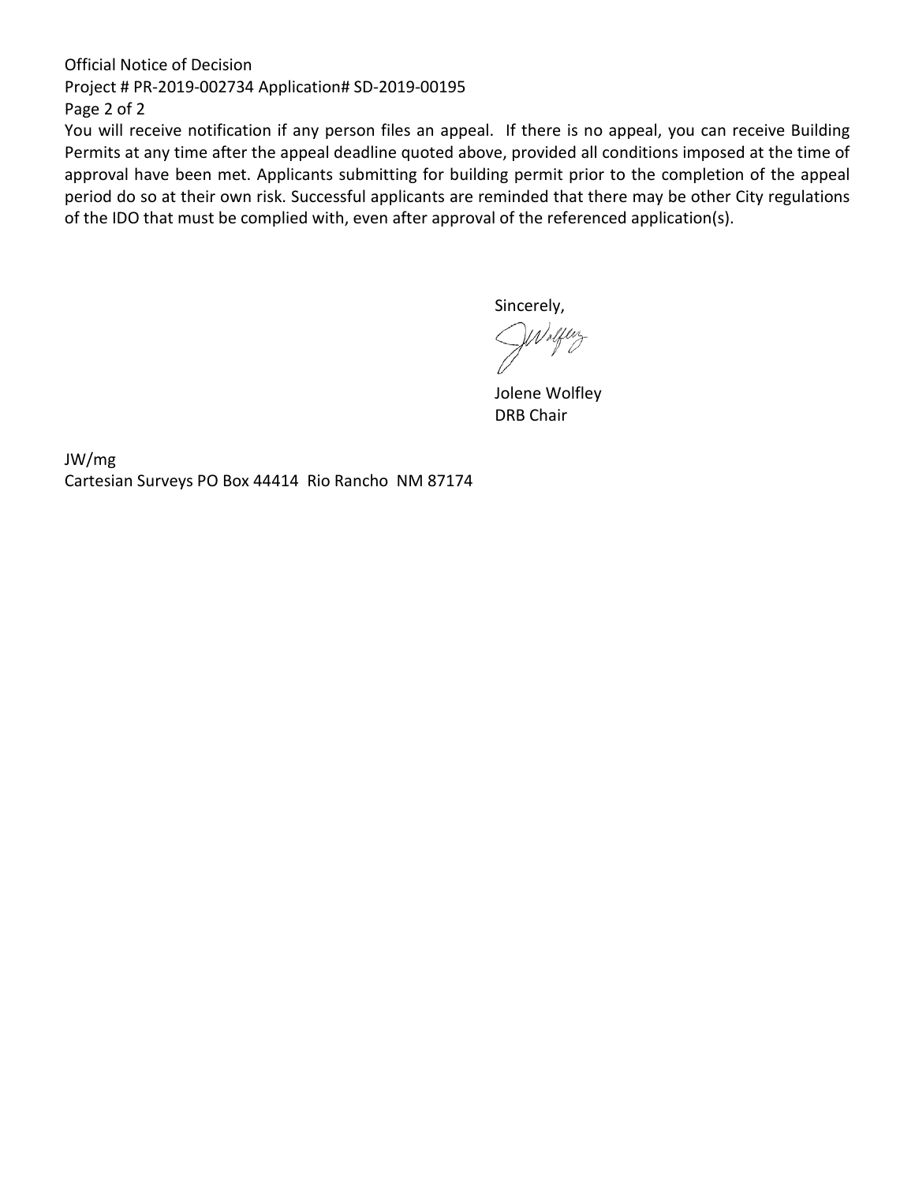Official Notice of Decision
Project # PR-2019-002734 Application# SD-2019-00195

You will receive notification if any person files an appeal. If there is no appeal, you can receive Building Permits at any time after the appeal deadline quoted above, provided all conditions imposed at the time of approval have been met. Applicants submitting for building permit prior to the completion of the appeal period do so at their own risk. Successful applicants are reminded that there may be other City regulations of the IDO that must be complied with, even after approval of the referenced application(s).

Sincerely,

Jolene Wolfley
DRB Chair

JW/mg
Cartesian Surveys PO Box 44414 Rio Rancho NM 87174